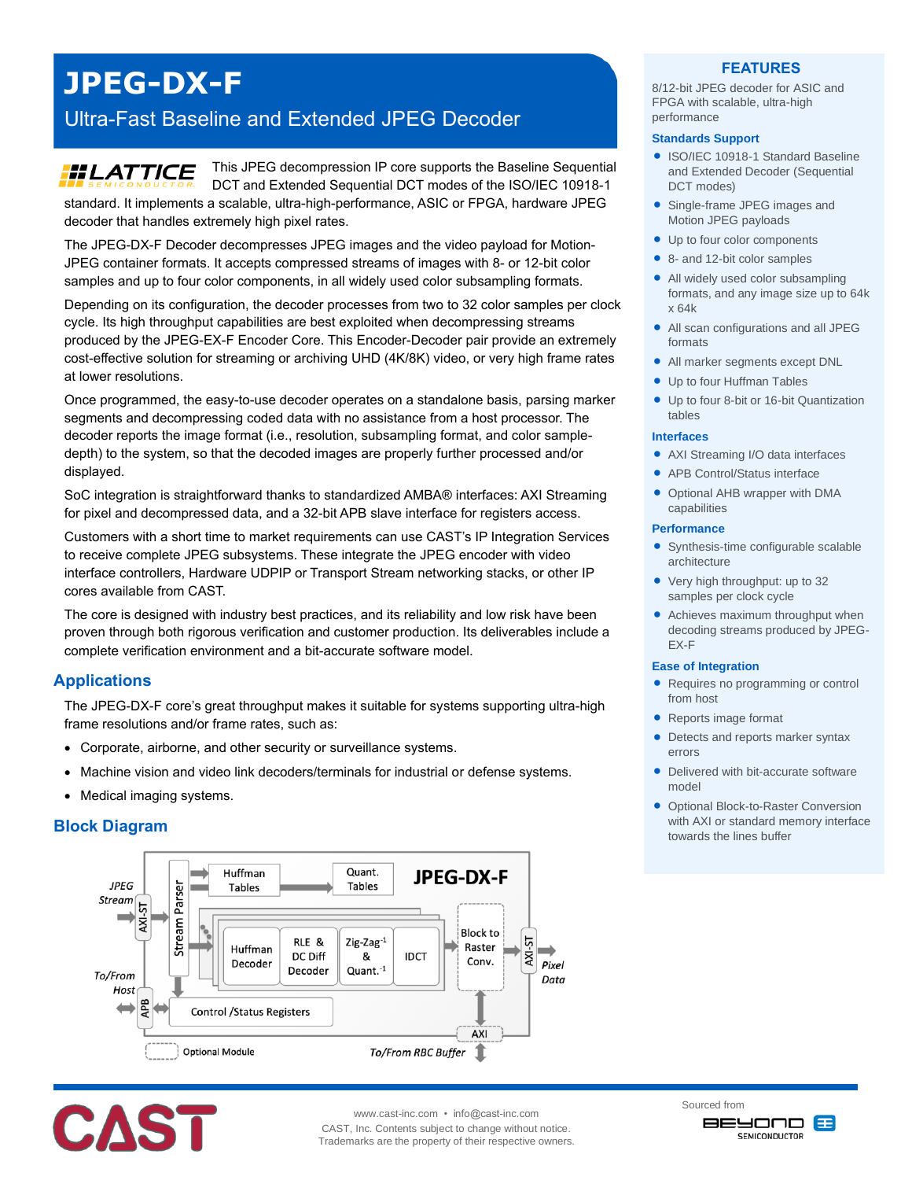# JPEG-DX-F

## Ultra-Fast Baseline and Extended JPEG Decoder

This JPEG decompression IP core supports the Baseline Sequential DCT and Extended Sequential DCT modes of the ISO/IEC 10918-1 standard. It implements a scalable, ultra-high-performance, ASIC or FPGA, hardware JPEG decoder that handles extremely high pixel rates.

The JPEG-DX-F Decoder decompresses JPEG images and the video payload for Motion-JPEG container formats. It accepts compressed streams of images with 8- or 12-bit color samples and up to four color components, in all widely used color subsampling formats.

Depending on its configuration, the decoder processes from two to 32 color samples per clock cycle. Its high throughput capabilities are best exploited when decompressing streams produced by the JPEG-EX-F Encoder Core. This Encoder-Decoder pair provide an extremely cost-effective solution for streaming or archiving UHD (4K/8K) video, or very high frame rates at lower resolutions.

Once programmed, the easy-to-use decoder operates on a standalone basis, parsing marker segments and decompressing coded data with no assistance from a host processor. The decoder reports the image format (i.e., resolution, subsampling format, and color sample-depth) to the system, so that the decoded images are properly further processed and/or displayed.

SoC integration is straightforward thanks to standardized AMBA® interfaces: AXI Streaming for pixel and decompressed data, and a 32-bit APB slave interface for registers access.

Customers with a short time to market requirements can use CAST's IP Integration Services to receive complete JPEG subsystems. These integrate the JPEG encoder with video interface controllers, Hardware UDPIP or Transport Stream networking stacks, or other IP cores available from CAST.

The core is designed with industry best practices, and its reliability and low risk have been proven through both rigorous verification and customer production. Its deliverables include a complete verification environment and a bit-accurate software model.

## Applications

The JPEG-DX-F core's great throughput makes it suitable for systems supporting ultra-high frame resolutions and/or frame rates, such as:

- Corporate, airborne, and other security or surveillance systems.
- Machine vision and video link decoders/terminals for industrial or defense systems.
- Medical imaging systems.

## Block Diagram

JPEG Stream → AXI-ST → Stream Parser → Huffman Tables → Quant. Tables; Huffman Decoder → RLE & DC Diff Decoder → Zig-Zag$^{-1}$ & Quant.$^{-1}$ → IDCT → Block to Raster Conv. → AXI-ST → Pixel Data; To/From Host ↔ APB ↔ Control /Status Registers; AXI ↔ To/From RBC Buffer. JPEG-DX-F. Optional Module

## FEATURES

8/12-bit JPEG decoder for ASIC and FPGA with scalable, ultra-high performance

### Standards Support

- ISO/IEC 10918-1 Standard Baseline and Extended Decoder (Sequential DCT modes)
- Single-frame JPEG images and Motion JPEG payloads
- Up to four color components
- 8- and 12-bit color samples
- All widely used color subsampling formats, and any image size up to 64k x 64k
- All scan configurations and all JPEG formats
- All marker segments except DNL
- Up to four Huffman Tables
- Up to four 8-bit or 16-bit Quantization tables

### Interfaces

- AXI Streaming I/O data interfaces
- APB Control/Status interface
- Optional AHB wrapper with DMA capabilities

### Performance

- Synthesis-time configurable scalable architecture
- Very high throughput: up to 32 samples per clock cycle
- Achieves maximum throughput when decoding streams produced by JPEG-EX-F

### Ease of Integration

- Requires no programming or control from host
- Reports image format
- Detects and reports marker syntax errors
- Delivered with bit-accurate software model
- Optional Block-to-Raster Conversion with AXI or standard memory interface towards the lines buffer

www.cast-inc.com • info@cast-inc.com
CAST, Inc. Contents subject to change without notice.
Trademarks are the property of their respective owners.

Sourced from BEYOND SEMICONDUCTOR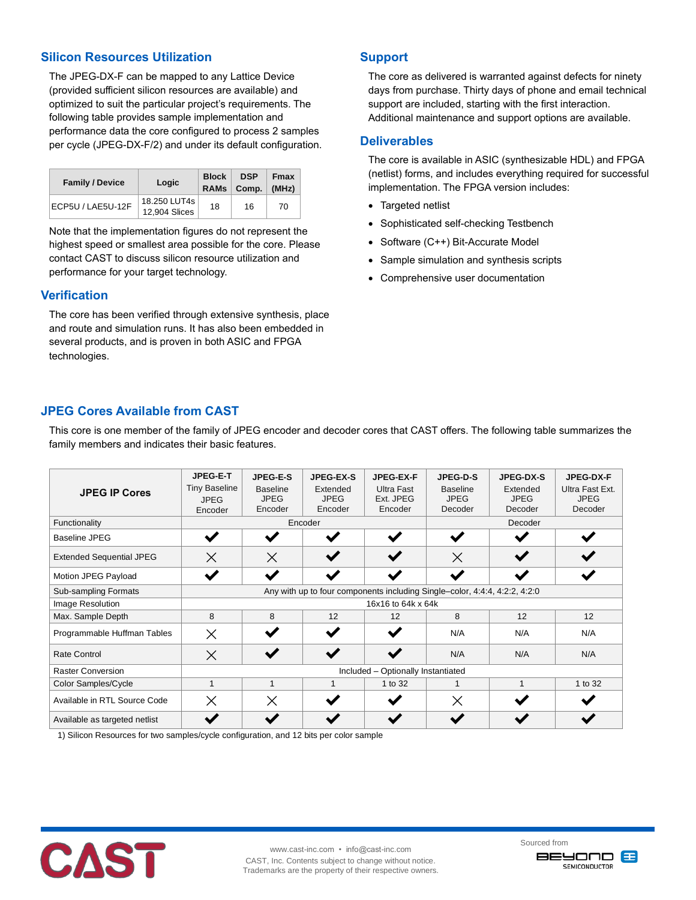## Silicon Resources Utilization

The JPEG-DX-F can be mapped to any Lattice Device (provided sufficient silicon resources are available) and optimized to suit the particular project's requirements. The following table provides sample implementation and performance data the core configured to process 2 samples per cycle (JPEG-DX-F/2) and under its default configuration.

| Family / Device | Logic | Block RAMs | DSP Comp. | Fmax (MHz) |
|---|---|---|---|---|
| ECP5U / LAE5U-12F | 18.250 LUT4s 12,904 Slices | 18 | 16 | 70 |

Note that the implementation figures do not represent the highest speed or smallest area possible for the core. Please contact CAST to discuss silicon resource utilization and performance for your target technology.

## Verification

The core has been verified through extensive synthesis, place and route and simulation runs. It has also been embedded in several products, and is proven in both ASIC and FPGA technologies.

## Support

The core as delivered is warranted against defects for ninety days from purchase. Thirty days of phone and email technical support are included, starting with the first interaction. Additional maintenance and support options are available.

## Deliverables

The core is available in ASIC (synthesizable HDL) and FPGA (netlist) forms, and includes everything required for successful implementation. The FPGA version includes:

- Targeted netlist
- Sophisticated self-checking Testbench
- Software (C++) Bit-Accurate Model
- Sample simulation and synthesis scripts
- Comprehensive user documentation

## JPEG Cores Available from CAST

This core is one member of the family of JPEG encoder and decoder cores that CAST offers. The following table summarizes the family members and indicates their basic features.

| JPEG IP Cores | JPEG-E-T Tiny Baseline JPEG Encoder | JPEG-E-S Baseline JPEG Encoder | JPEG-EX-S Extended JPEG Encoder | JPEG-EX-F Ultra Fast Ext. JPEG Encoder | JPEG-D-S Baseline JPEG Decoder | JPEG-DX-S Extended JPEG Decoder | JPEG-DX-F Ultra Fast Ext. JPEG Decoder |
|---|---|---|---|---|---|---|---|
| Functionality | Encoder | | | | Decoder | | |
| Baseline JPEG | ✔ | ✔ | ✔ | ✔ | ✔ | ✔ | ✔ |
| Extended Sequential JPEG | ✕ | ✕ | ✔ | ✔ | ✕ | ✔ | ✔ |
| Motion JPEG Payload | ✔ | ✔ | ✔ | ✔ | ✔ | ✔ | ✔ |
| Sub-sampling Formats | Any with up to four components including Single–color, 4:4:4, 4:2:2, 4:2:0 | | | | | | |
| Image Resolution | 16x16 to 64k x 64k | | | | | | |
| Max. Sample Depth | 8 | 8 | 12 | 12 | 8 | 12 | 12 |
| Programmable Huffman Tables | ✕ | ✔ | ✔ | ✔ | N/A | N/A | N/A |
| Rate Control | ✕ | ✔ | ✔ | ✔ | N/A | N/A | N/A |
| Raster Conversion | Included – Optionally Instantiated | | | | | | |
| Color Samples/Cycle | 1 | 1 | 1 | 1 to 32 | 1 | 1 | 1 to 32 |
| Available in RTL Source Code | ✕ | ✕ | ✔ | ✔ | ✕ | ✔ | ✔ |
| Available as targeted netlist | ✔ | ✔ | ✔ | ✔ | ✔ | ✔ | ✔ |

1) Silicon Resources for two samples/cycle configuration, and 12 bits per color sample

www.cast-inc.com • info@cast-inc.com
CAST, Inc. Contents subject to change without notice.
Trademarks are the property of their respective owners.

Sourced from BEYOND SEMICONDUCTOR